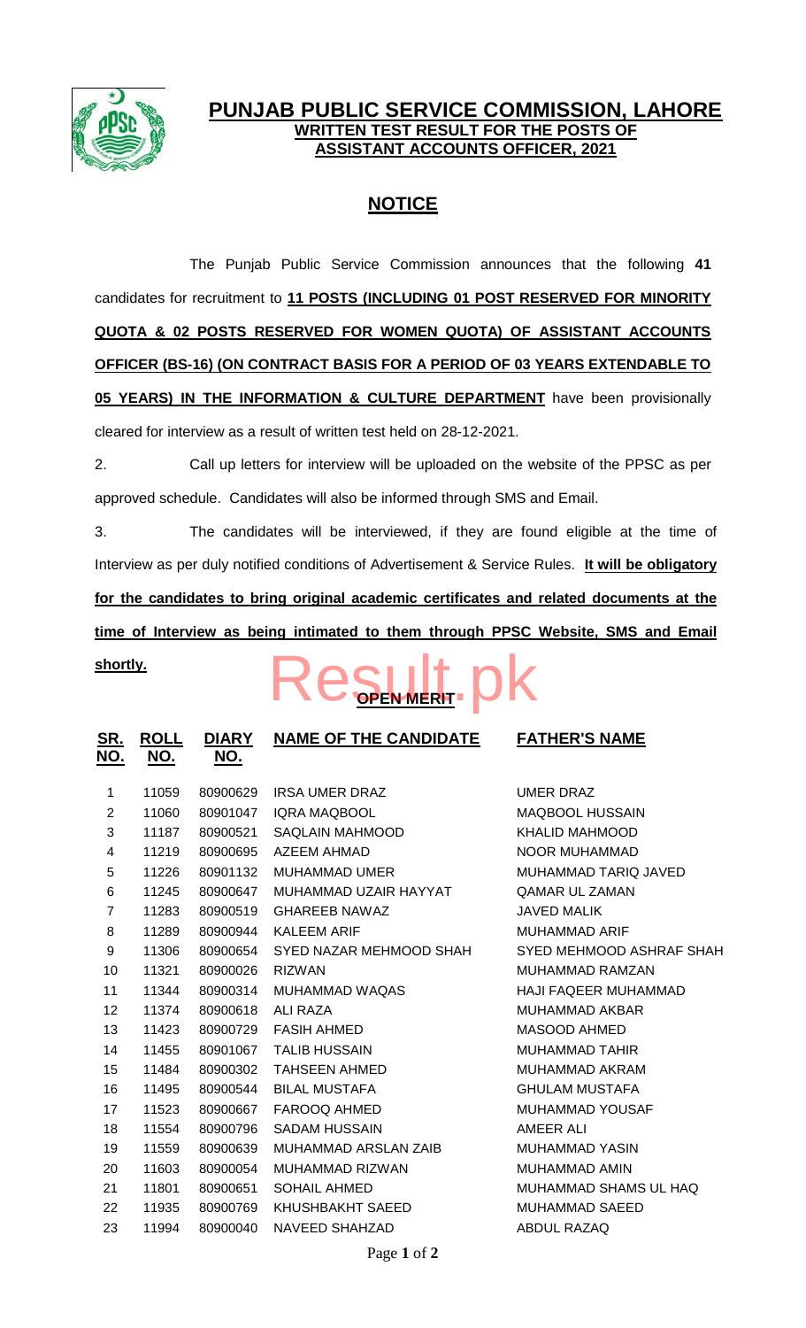# PUNJAB PUBLIC SERVICE COMMISSION, LAHORE

## WRITTEN TEST RESULT FOR THE POSTS OF ASSISTANT ACCOUNTS OFFICER, 2021

## NOTICE

The Punjab Public Service Commission announces that the following **41** candidates for recruitment to **11 POSTS (INCLUDING 01 POST RESERVED FOR MINORITY QUOTA & 02 POSTS RESERVED FOR WOMEN QUOTA) OF ASSISTANT ACCOUNTS OFFICER (BS-16) (ON CONTRACT BASIS FOR A PERIOD OF 03 YEARS EXTENDABLE TO 05 YEARS) IN THE INFORMATION & CULTURE DEPARTMENT** have been provisionally cleared for interview as a result of written test held on 28-12-2021.

2. Call up letters for interview will be uploaded on the website of the PPSC as per approved schedule. Candidates will also be informed through SMS and Email.

3. The candidates will be interviewed, if they are found eligible at the time of Interview as per duly notified conditions of Advertisement & Service Rules. **It will be obligatory for the candidates to bring original academic certificates and related documents at the time of Interview as being intimated to them through PPSC Website, SMS and Email shortly.**

**OPEN MERIT**

| SR. NO. | ROLL NO. | DIARY NO. | NAME OF THE CANDIDATE | FATHER'S NAME |
|---|---|---|---|---|
| 1 | 11059 | 80900629 | IRSA UMER DRAZ | UMER DRAZ |
| 2 | 11060 | 80901047 | IQRA MAQBOOL | MAQBOOL HUSSAIN |
| 3 | 11187 | 80900521 | SAQLAIN MAHMOOD | KHALID MAHMOOD |
| 4 | 11219 | 80900695 | AZEEM AHMAD | NOOR MUHAMMAD |
| 5 | 11226 | 80901132 | MUHAMMAD UMER | MUHAMMAD TARIQ JAVED |
| 6 | 11245 | 80900647 | MUHAMMAD UZAIR HAYYAT | QAMAR UL ZAMAN |
| 7 | 11283 | 80900519 | GHAREEB NAWAZ | JAVED MALIK |
| 8 | 11289 | 80900944 | KALEEM ARIF | MUHAMMAD ARIF |
| 9 | 11306 | 80900654 | SYED NAZAR MEHMOOD SHAH | SYED MEHMOOD ASHRAF SHAH |
| 10 | 11321 | 80900026 | RIZWAN | MUHAMMAD RAMZAN |
| 11 | 11344 | 80900314 | MUHAMMAD WAQAS | HAJI FAQEER MUHAMMAD |
| 12 | 11374 | 80900618 | ALI RAZA | MUHAMMAD AKBAR |
| 13 | 11423 | 80900729 | FASIH AHMED | MASOOD AHMED |
| 14 | 11455 | 80901067 | TALIB HUSSAIN | MUHAMMAD TAHIR |
| 15 | 11484 | 80900302 | TAHSEEN AHMED | MUHAMMAD AKRAM |
| 16 | 11495 | 80900544 | BILAL MUSTAFA | GHULAM MUSTAFA |
| 17 | 11523 | 80900667 | FAROOQ AHMED | MUHAMMAD YOUSAF |
| 18 | 11554 | 80900796 | SADAM HUSSAIN | AMEER ALI |
| 19 | 11559 | 80900639 | MUHAMMAD ARSLAN ZAIB | MUHAMMAD YASIN |
| 20 | 11603 | 80900054 | MUHAMMAD RIZWAN | MUHAMMAD AMIN |
| 21 | 11801 | 80900651 | SOHAIL AHMED | MUHAMMAD SHAMS UL HAQ |
| 22 | 11935 | 80900769 | KHUSHBAKHT SAEED | MUHAMMAD SAEED |
| 23 | 11994 | 80900040 | NAVEED SHAHZAD | ABDUL RAZAQ |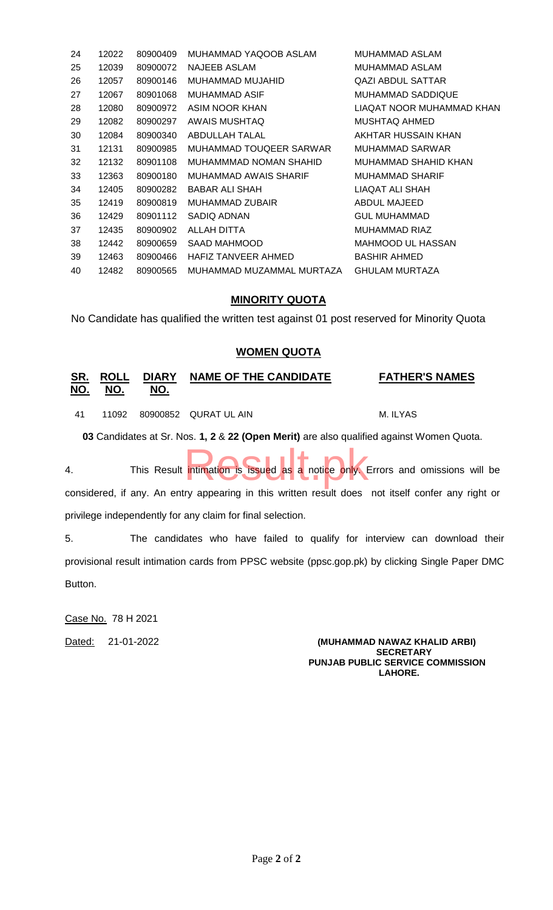| | | | | |
|---|---|---|---|---|
| 24 | 12022 | 80900409 | MUHAMMAD YAQOOB ASLAM | MUHAMMAD ASLAM |
| 25 | 12039 | 80900072 | NAJEEB ASLAM | MUHAMMAD ASLAM |
| 26 | 12057 | 80900146 | MUHAMMAD MUJAHID | QAZI ABDUL SATTAR |
| 27 | 12067 | 80901068 | MUHAMMAD ASIF | MUHAMMAD SADDIQUE |
| 28 | 12080 | 80900972 | ASIM NOOR KHAN | LIAQAT NOOR MUHAMMAD KHAN |
| 29 | 12082 | 80900297 | AWAIS MUSHTAQ | MUSHTAQ AHMED |
| 30 | 12084 | 80900340 | ABDULLAH TALAL | AKHTAR HUSSAIN KHAN |
| 31 | 12131 | 80900985 | MUHAMMAD TOUQEER SARWAR | MUHAMMAD SARWAR |
| 32 | 12132 | 80901108 | MUHAMMMAD NOMAN SHAHID | MUHAMMAD SHAHID KHAN |
| 33 | 12363 | 80900180 | MUHAMMAD AWAIS SHARIF | MUHAMMAD SHARIF |
| 34 | 12405 | 80900282 | BABAR ALI SHAH | LIAQAT ALI SHAH |
| 35 | 12419 | 80900819 | MUHAMMAD ZUBAIR | ABDUL MAJEED |
| 36 | 12429 | 80901112 | SADIQ ADNAN | GUL MUHAMMAD |
| 37 | 12435 | 80900902 | ALLAH DITTA | MUHAMMAD RIAZ |
| 38 | 12442 | 80900659 | SAAD MAHMOOD | MAHMOOD UL HASSAN |
| 39 | 12463 | 80900466 | HAFIZ TANVEER AHMED | BASHIR AHMED |
| 40 | 12482 | 80900565 | MUHAMMAD MUZAMMAL MURTAZA | GHULAM MURTAZA |

## MINORITY QUOTA

No Candidate has qualified the written test against 01 post reserved for Minority Quota

## WOMEN QUOTA

| SR. NO. | ROLL NO. | DIARY NO. | NAME OF THE CANDIDATE | FATHER'S NAMES |
|---|---|---|---|---|
| 41 | 11092 | 80900852 | QURAT UL AIN | M. ILYAS |

**03** Candidates at Sr. Nos. **1, 2** & **22 (Open Merit)** are also qualified against Women Quota.

4. This Result intimation is issued as a notice only. Errors and omissions will be considered, if any. An entry appearing in this written result does not itself confer any right or privilege independently for any claim for final selection.

5. The candidates who have failed to qualify for interview can download their provisional result intimation cards from PPSC website (ppsc.gop.pk) by clicking Single Paper DMC Button.

Case No. 78 H 2021

Dated: 21-01-2022

**(MUHAMMAD NAWAZ KHALID ARBI)**
**SECRETARY**
**PUNJAB PUBLIC SERVICE COMMISSION**
**LAHORE.**